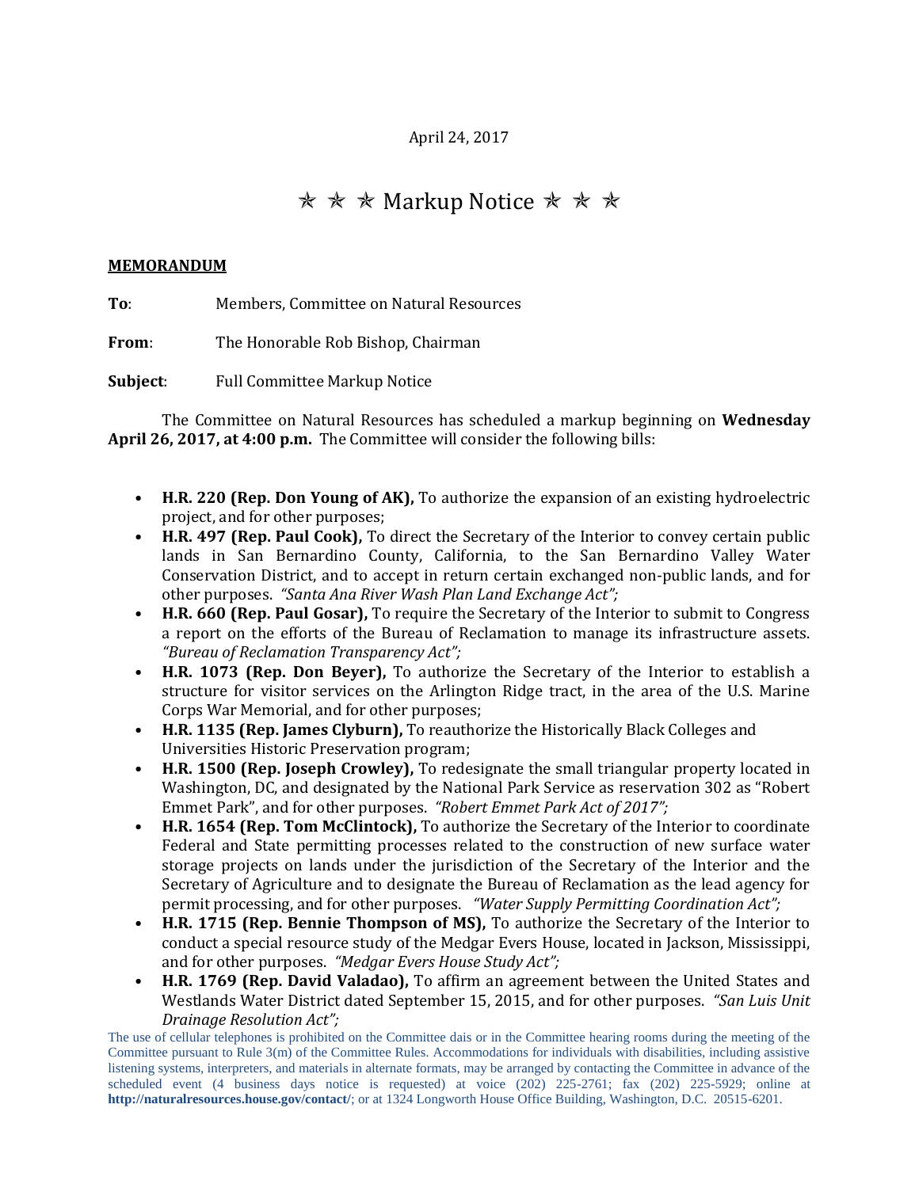April 24, 2017

# ✯ ✯ ✯ Markup Notice ✯ ✯ ✯

**MEMORANDUM**

**To**: Members, Committee on Natural Resources

**From**: The Honorable Rob Bishop, Chairman

**Subject**: Full Committee Markup Notice

The Committee on Natural Resources has scheduled a markup beginning on **Wednesday April 26, 2017, at 4:00 p.m.** The Committee will consider the following bills:

- **H.R. 220 (Rep. Don Young of AK),** To authorize the expansion of an existing hydroelectric project, and for other purposes;
- **H.R. 497 (Rep. Paul Cook),** To direct the Secretary of the Interior to convey certain public lands in San Bernardino County, California, to the San Bernardino Valley Water Conservation District, and to accept in return certain exchanged non-public lands, and for other purposes. *"Santa Ana River Wash Plan Land Exchange Act";*
- **H.R. 660 (Rep. Paul Gosar),** To require the Secretary of the Interior to submit to Congress a report on the efforts of the Bureau of Reclamation to manage its infrastructure assets. *"Bureau of Reclamation Transparency Act";*
- **H.R. 1073 (Rep. Don Beyer),** To authorize the Secretary of the Interior to establish a structure for visitor services on the Arlington Ridge tract, in the area of the U.S. Marine Corps War Memorial, and for other purposes;
- **H.R. 1135 (Rep. James Clyburn),** To reauthorize the Historically Black Colleges and Universities Historic Preservation program;
- **H.R. 1500 (Rep. Joseph Crowley),** To redesignate the small triangular property located in Washington, DC, and designated by the National Park Service as reservation 302 as "Robert Emmet Park", and for other purposes. *"Robert Emmet Park Act of 2017";*
- **H.R. 1654 (Rep. Tom McClintock),** To authorize the Secretary of the Interior to coordinate Federal and State permitting processes related to the construction of new surface water storage projects on lands under the jurisdiction of the Secretary of the Interior and the Secretary of Agriculture and to designate the Bureau of Reclamation as the lead agency for permit processing, and for other purposes. *"Water Supply Permitting Coordination Act";*
- **H.R. 1715 (Rep. Bennie Thompson of MS),** To authorize the Secretary of the Interior to conduct a special resource study of the Medgar Evers House, located in Jackson, Mississippi, and for other purposes. *"Medgar Evers House Study Act";*
- **H.R. 1769 (Rep. David Valadao),** To affirm an agreement between the United States and Westlands Water District dated September 15, 2015, and for other purposes. *"San Luis Unit Drainage Resolution Act";*

The use of cellular telephones is prohibited on the Committee dais or in the Committee hearing rooms during the meeting of the Committee pursuant to Rule 3(m) of the Committee Rules. Accommodations for individuals with disabilities, including assistive listening systems, interpreters, and materials in alternate formats, may be arranged by contacting the Committee in advance of the scheduled event (4 business days notice is requested) at voice (202) 225-2761; fax (202) 225-5929; online at **http://naturalresources.house.gov/contact/**; or at 1324 Longworth House Office Building, Washington, D.C. 20515-6201.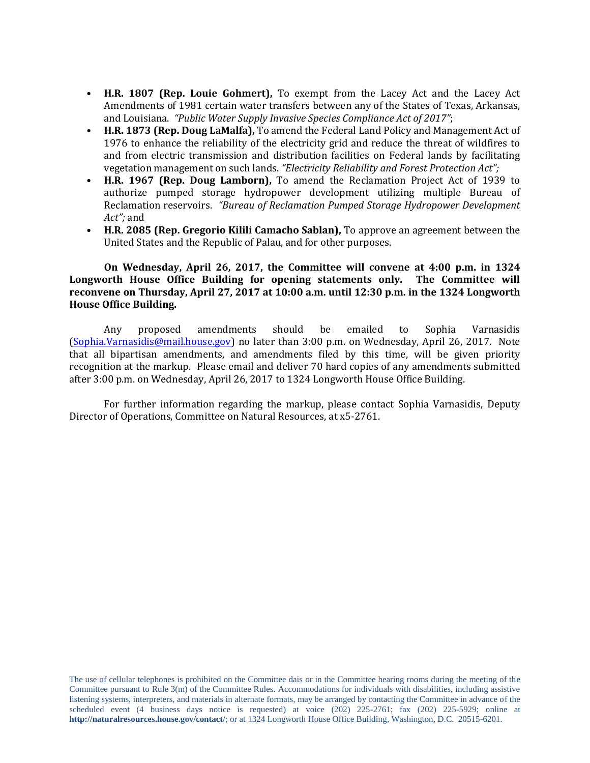- **H.R. 1807 (Rep. Louie Gohmert),** To exempt from the Lacey Act and the Lacey Act Amendments of 1981 certain water transfers between any of the States of Texas, Arkansas, and Louisiana. *"Public Water Supply Invasive Species Compliance Act of 2017"*;
- **H.R. 1873 (Rep. Doug LaMalfa),** To amend the Federal Land Policy and Management Act of 1976 to enhance the reliability of the electricity grid and reduce the threat of wildfires to and from electric transmission and distribution facilities on Federal lands by facilitating vegetation management on such lands. *"Electricity Reliability and Forest Protection Act";*
- **H.R. 1967 (Rep. Doug Lamborn),** To amend the Reclamation Project Act of 1939 to authorize pumped storage hydropower development utilizing multiple Bureau of Reclamation reservoirs. *"Bureau of Reclamation Pumped Storage Hydropower Development Act";* and
- **H.R. 2085 (Rep. Gregorio Kilili Camacho Sablan),** To approve an agreement between the United States and the Republic of Palau, and for other purposes.

**On Wednesday, April 26, 2017, the Committee will convene at 4:00 p.m. in 1324 Longworth House Office Building for opening statements only. The Committee will reconvene on Thursday, April 27, 2017 at 10:00 a.m. until 12:30 p.m. in the 1324 Longworth House Office Building.**

Any proposed amendments should be emailed to Sophia Varnasidis (Sophia.Varnasidis@mail.house.gov) no later than 3:00 p.m. on Wednesday, April 26, 2017. Note that all bipartisan amendments, and amendments filed by this time, will be given priority recognition at the markup. Please email and deliver 70 hard copies of any amendments submitted after 3:00 p.m. on Wednesday, April 26, 2017 to 1324 Longworth House Office Building.

For further information regarding the markup, please contact Sophia Varnasidis, Deputy Director of Operations, Committee on Natural Resources, at x5-2761.

The use of cellular telephones is prohibited on the Committee dais or in the Committee hearing rooms during the meeting of the Committee pursuant to Rule 3(m) of the Committee Rules. Accommodations for individuals with disabilities, including assistive listening systems, interpreters, and materials in alternate formats, may be arranged by contacting the Committee in advance of the scheduled event (4 business days notice is requested) at voice (202) 225-2761; fax (202) 225-5929; online at **http://naturalresources.house.gov/contact/**; or at 1324 Longworth House Office Building, Washington, D.C. 20515-6201.